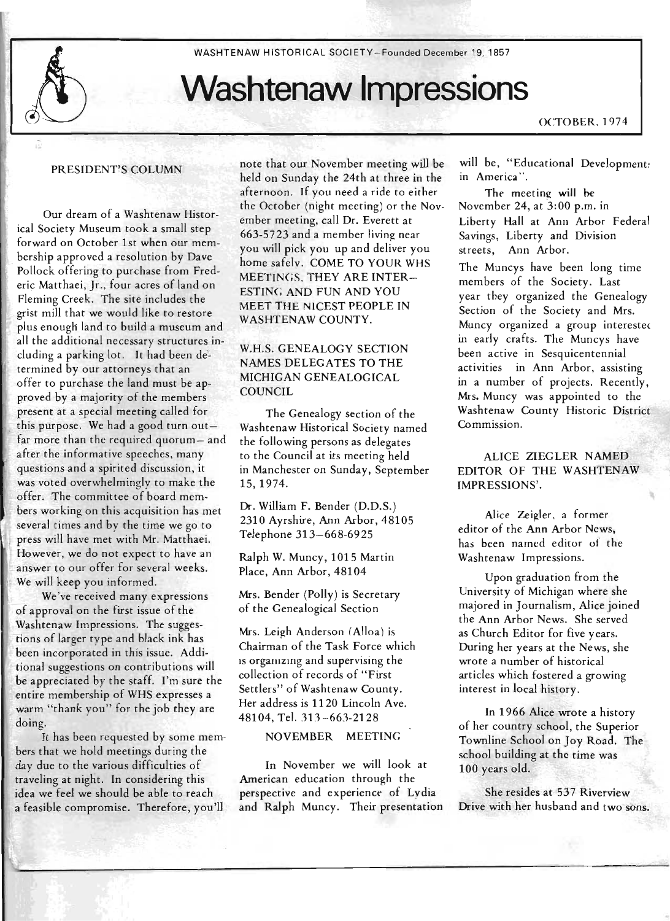WASHTENAW HISTORICAL SOCIETY—Founded December 19, 1857

# Washtenaw Impressions

OCTOBER, 1974

## PRESIDENT'S COLUMN

Our dream of a Washtenaw Historical Society Museum took a small step forward on October 1st when our membership approved a resolution by Dave Pollock offering to purchase from Frederic Matthaei, Jr., four acres of land on Fleming Creek. The site includes the grist mill that we would like to restore plus enough land to build a museum and all the additional necessary structures including a parking lot. It had been determined by our attorneys that an offer to purchase the land must be approved by a majority of the members present at a special meeting called for this purpose. We had a good turn out—far more than the required quorum— and after the informative speeches, many questions and a spirited discussion, it was voted overwhelmingly to make the offer. The committee of board members working on this acquisition has met several times and by the time we go to press will have met with Mr. Matthaei. However, we do not expect to have an answer to our offer for several weeks. We will keep you informed.

We've received many expressions of approval on the first issue of the Washtenaw Impressions. The suggestions of larger type and black ink has been incorporated in this issue. Additional suggestions on contributions will be appreciated by the staff. I'm sure the entire membership of WHS expresses a warm "thank you" for the job they are doing.

It has been requested by some members that we hold meetings during the day due to the various difficulties of traveling at night. In considering this idea we feel we should be able to reach a feasible compromise. Therefore, you'll note that our November meeting will be held on Sunday the 24th at three in the afternoon. If you need a ride to either the October (night meeting) or the November meeting, call Dr. Everett at 663-5723 and a member living near you will pick you up and deliver you home safely. COME TO YOUR WHS MEETINGS. THEY ARE INTERESTING AND FUN AND YOU MEET THE NICEST PEOPLE IN WASHTENAW COUNTY.

## W.H.S. GENEALOGY SECTION NAMES DELEGATES TO THE MICHIGAN GENEALOGICAL COUNCIL

The Genealogy section of the Washtenaw Historical Society named the following persons as delegates to the Council at its meeting held in Manchester on Sunday, September 15, 1974.

Dr. William F. Bender (D.D.S.)
2310 Ayrshire, Ann Arbor, 48105
Telephone 313–668-6925

Ralph W. Muncy, 1015 Martin Place, Ann Arbor, 48104

Mrs. Bender (Polly) is Secretary of the Genealogical Section

Mrs. Leigh Anderson (Alloa) is Chairman of the Task Force which is organizing and supervising the collection of records of "First Settlers" of Washtenaw County. Her address is 1120 Lincoln Ave. 48104, Tel. 313–663-2128

## NOVEMBER MEETING

In November we will look at American education through the perspective and experience of Lydia and Ralph Muncy. Their presentation will be, "Educational Developments in America".

The meeting will be November 24, at 3:00 p.m. in Liberty Hall at Ann Arbor Federal Savings, Liberty and Division streets, Ann Arbor.

The Muncys have been long time members of the Society. Last year they organized the Genealogy Section of the Society and Mrs. Muncy organized a group interested in early crafts. The Muncys have been active in Sesquicentennial activities in Ann Arbor, assisting in a number of projects. Recently, Mrs. Muncy was appointed to the Washtenaw County Historic District Commission.

## ALICE ZIEGLER NAMED EDITOR OF THE WASHTENAW IMPRESSIONS'.

Alice Zeigler, a former editor of the Ann Arbor News, has been named editor of the Washtenaw Impressions.

Upon graduation from the University of Michigan where she majored in Journalism, Alice joined the Ann Arbor News. She served as Church Editor for five years. During her years at the News, she wrote a number of historical articles which fostered a growing interest in local history.

In 1966 Alice wrote a history of her country school, the Superior Townline School on Joy Road. The school building at the time was 100 years old.

She resides at 537 Riverview Drive with her husband and two sons.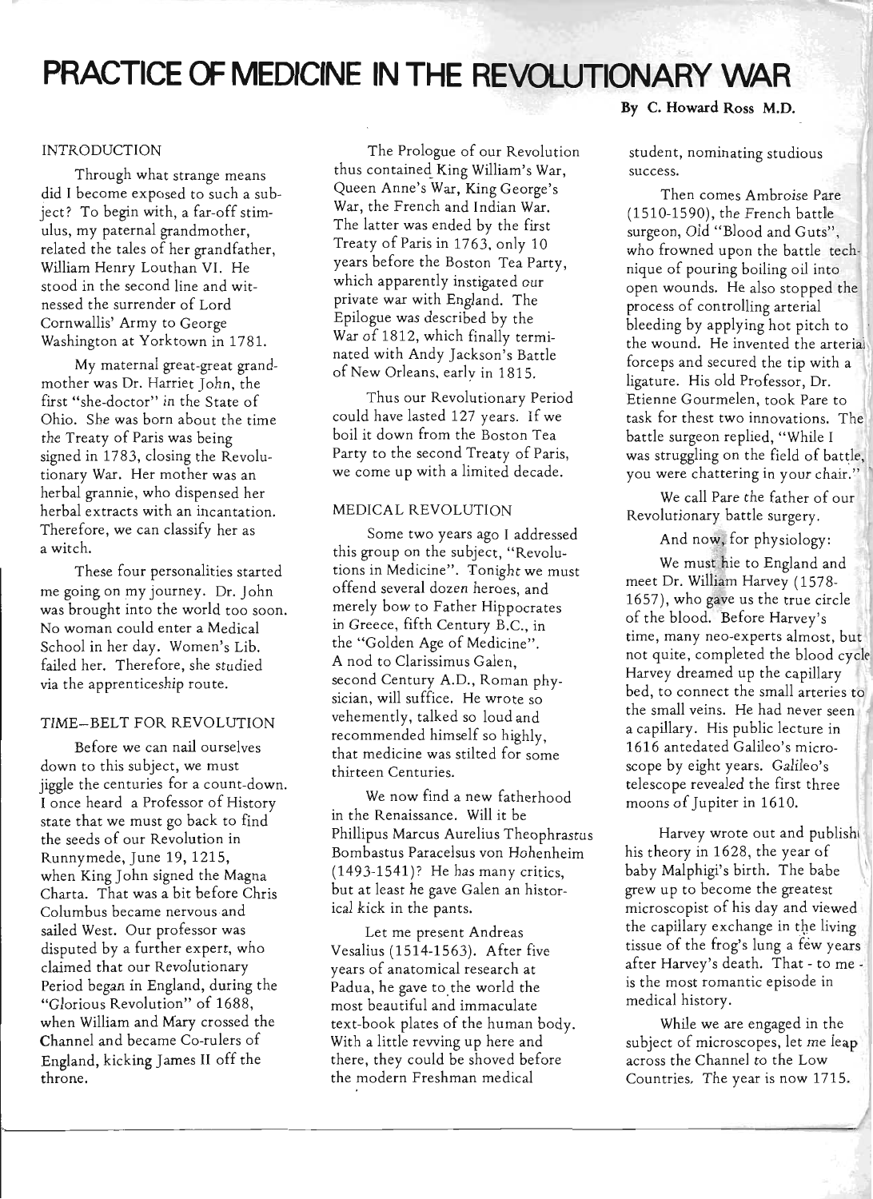# PRACTICE OF MEDICINE IN THE REVOLUTIONARY WAR

By C. Howard Ross M.D.

## INTRODUCTION

Through what strange means did I become exposed to such a subject? To begin with, a far-off stimulus, my paternal grandmother, related the tales of her grandfather, William Henry Louthan VI. He stood in the second line and witnessed the surrender of Lord Cornwallis' Army to George Washington at Yorktown in 1781.

My maternal great-great grandmother was Dr. Harriet John, the first "she-doctor" in the State of Ohio. She was born about the time the Treaty of Paris was being signed in 1783, closing the Revolutionary War. Her mother was an herbal grannie, who dispensed her herbal extracts with an incantation. Therefore, we can classify her as a witch.

These four personalities started me going on my journey. Dr. John was brought into the world too soon. No woman could enter a Medical School in her day. Women's Lib. failed her. Therefore, she studied via the apprenticeship route.

## TIME–BELT FOR REVOLUTION

Before we can nail ourselves down to this subject, we must jiggle the centuries for a count-down. I once heard a Professor of History state that we must go back to find the seeds of our Revolution in Runnymede, June 19, 1215, when King John signed the Magna Charta. That was a bit before Chris Columbus became nervous and sailed West. Our professor was disputed by a further expert, who claimed that our Revolutionary Period began in England, during the "Glorious Revolution" of 1688, when William and Mary crossed the Channel and became Co-rulers of England, kicking James II off the throne.

The Prologue of our Revolution thus contained King William's War, Queen Anne's War, King George's War, the French and Indian War. The latter was ended by the first Treaty of Paris in 1763, only 10 years before the Boston Tea Party, which apparently instigated our private war with England. The Epilogue was described by the War of 1812, which finally terminated with Andy Jackson's Battle of New Orleans, early in 1815.

Thus our Revolutionary Period could have lasted 127 years. If we boil it down from the Boston Tea Party to the second Treaty of Paris, we come up with a limited decade.

## MEDICAL REVOLUTION

Some two years ago I addressed this group on the subject, "Revolutions in Medicine". Tonight we must offend several dozen heroes, and merely bow to Father Hippocrates in Greece, fifth Century B.C., in the "Golden Age of Medicine". A nod to Clarissimus Galen, second Century A.D., Roman physician, will suffice. He wrote so vehemently, talked so loud and recommended himself so highly, that medicine was stilted for some thirteen Centuries.

We now find a new fatherhood in the Renaissance. Will it be Phillipus Marcus Aurelius Theophrastus Bombastus Paracelsus von Hohenheim (1493-1541)? He has many critics, but at least he gave Galen an historical kick in the pants.

Let me present Andreas Vesalius (1514-1563). After five years of anatomical research at Padua, he gave to the world the most beautiful and immaculate text-book plates of the human body. With a little revving up here and there, they could be shoved before the modern Freshman medical student, nominating studious success.

Then comes Ambroise Pare (1510-1590), the French battle surgeon, Old "Blood and Guts", who frowned upon the battle technique of pouring boiling oil into open wounds. He also stopped the process of controlling arterial bleeding by applying hot pitch to the wound. He invented the arterial forceps and secured the tip with a ligature. His old Professor, Dr. Etienne Gourmelen, took Pare to task for thest two innovations. The battle surgeon replied, "While I was struggling on the field of battle, you were chattering in your chair."

We call Pare the father of our Revolutionary battle surgery.

And now, for physiology:

We must hie to England and meet Dr. William Harvey (1578-1657), who gave us the true circle of the blood. Before Harvey's time, many neo-experts almost, but not quite, completed the blood cycle. Harvey dreamed up the capillary bed, to connect the small arteries to the small veins. He had never seen a capillary. His public lecture in 1616 antedated Galileo's microscope by eight years. Galileo's telescope revealed the first three moons of Jupiter in 1610.

Harvey wrote out and published his theory in 1628, the year of baby Malphigi's birth. The babe grew up to become the greatest microscopist of his day and viewed the capillary exchange in the living tissue of the frog's lung a few years after Harvey's death. That - to me - is the most romantic episode in medical history.

While we are engaged in the subject of microscopes, let me leap across the Channel to the Low Countries. The year is now 1715.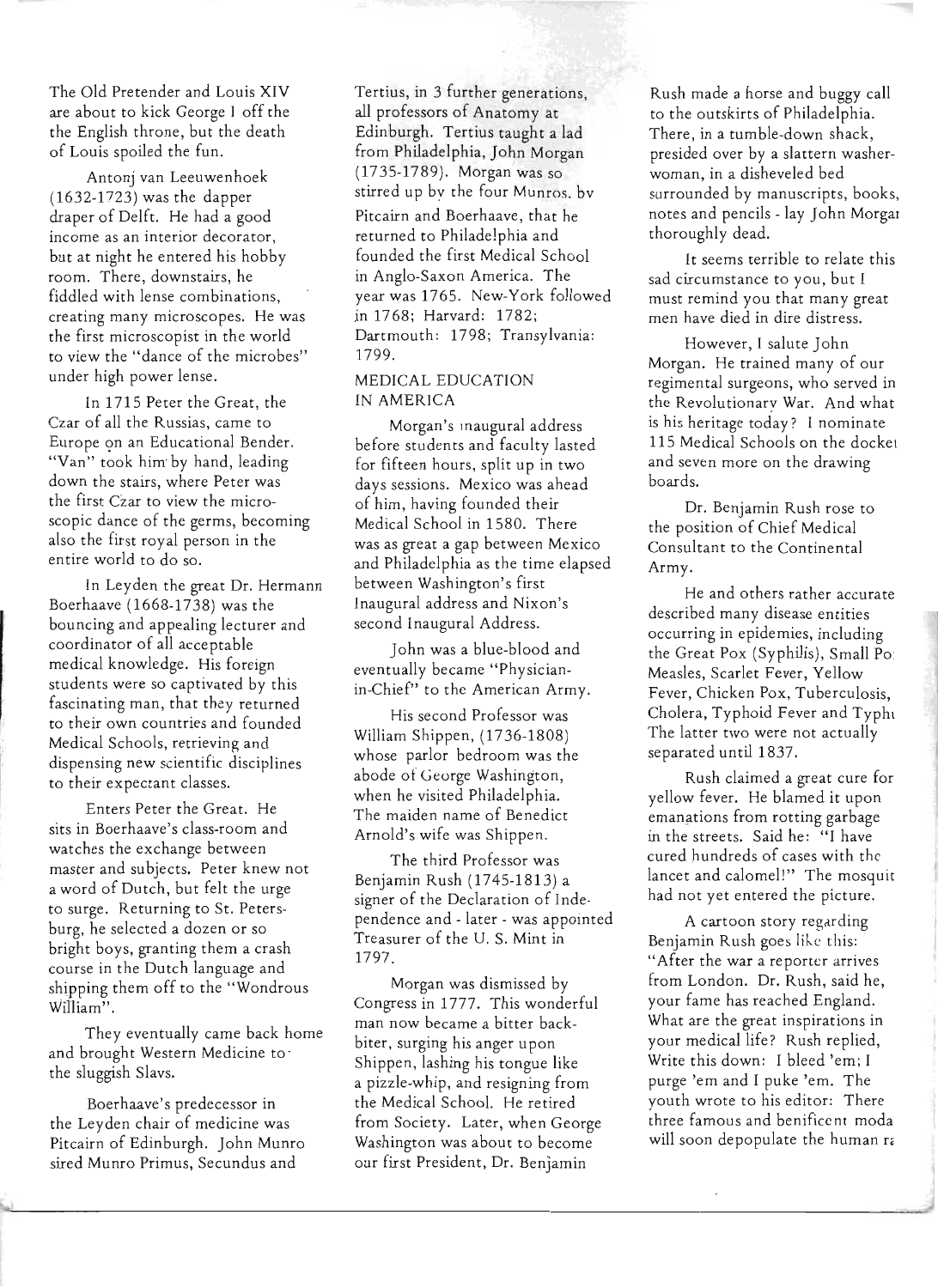The Old Pretender and Louis XIV are about to kick George I off the the English throne, but the death of Louis spoiled the fun.

Antonj van Leeuwenhoek (1632-1723) was the dapper draper of Delft. He had a good income as an interior decorator, but at night he entered his hobby room. There, downstairs, he fiddled with lense combinations, creating many microscopes. He was the first microscopist in the world to view the "dance of the microbes" under high power lense.

In 1715 Peter the Great, the Czar of all the Russias, came to Europe on an Educational Bender. "Van" took him by hand, leading down the stairs, where Peter was the first Czar to view the microscopic dance of the germs, becoming also the first royal person in the entire world to do so.

In Leyden the great Dr. Hermann Boerhaave (1668-1738) was the bouncing and appealing lecturer and coordinator of all acceptable medical knowledge. His foreign students were so captivated by this fascinating man, that they returned to their own countries and founded Medical Schools, retrieving and dispensing new scientific disciplines to their expectant classes.

Enters Peter the Great. He sits in Boerhaave's class-room and watches the exchange between master and subjects. Peter knew not a word of Dutch, but felt the urge to surge. Returning to St. Petersburg, he selected a dozen or so bright boys, granting them a crash course in the Dutch language and shipping them off to the "Wondrous William".

They eventually came back home and brought Western Medicine to the sluggish Slavs.

Boerhaave's predecessor in the Leyden chair of medicine was Pitcairn of Edinburgh. John Munro sired Munro Primus, Secundus and Tertius, in 3 further generations, all professors of Anatomy at Edinburgh. Tertius taught a lad from Philadelphia, John Morgan (1735-1789). Morgan was so stirred up by the four Munros, by Pitcairn and Boerhaave, that he returned to Philadelphia and founded the first Medical School in Anglo-Saxon America. The year was 1765. New-York followed in 1768; Harvard: 1782; Dartmouth: 1798; Transylvania: 1799.

## MEDICAL EDUCATION IN AMERICA

Morgan's inaugural address before students and faculty lasted for fifteen hours, split up in two days sessions. Mexico was ahead of him, having founded their Medical School in 1580. There was as great a gap between Mexico and Philadelphia as the time elapsed between Washington's first Inaugural address and Nixon's second Inaugural Address.

John was a blue-blood and eventually became "Physician-in-Chief" to the American Army.

His second Professor was William Shippen, (1736-1808) whose parlor bedroom was the abode of George Washington, when he visited Philadelphia. The maiden name of Benedict Arnold's wife was Shippen.

The third Professor was Benjamin Rush (1745-1813) a signer of the Declaration of Independence and - later - was appointed Treasurer of the U. S. Mint in 1797.

Morgan was dismissed by Congress in 1777. This wonderful man now became a bitter backbiter, surging his anger upon Shippen, lashing his tongue like a pizzle-whip, and resigning from the Medical School. He retired from Society. Later, when George Washington was about to become our first President, Dr. Benjamin Rush made a horse and buggy call to the outskirts of Philadelphia. There, in a tumble-down shack, presided over by a slattern washerwoman, in a disheveled bed surrounded by manuscripts, books, notes and pencils - lay John Morgan thoroughly dead.

It seems terrible to relate this sad circumstance to you, but I must remind you that many great men have died in dire distress.

However, I salute John Morgan. He trained many of our regimental surgeons, who served in the Revolutionary War. And what is his heritage today? I nominate 115 Medical Schools on the docket and seven more on the drawing boards.

Dr. Benjamin Rush rose to the position of Chief Medical Consultant to the Continental Army.

He and others rather accurate described many disease entities occurring in epidemies, including the Great Pox (Syphilis), Small Po Measles, Scarlet Fever, Yellow Fever, Chicken Pox, Tuberculosis, Cholera, Typhoid Fever and Typhu The latter two were not actually separated until 1837.

Rush claimed a great cure for yellow fever. He blamed it upon emanations from rotting garbage in the streets. Said he: "I have cured hundreds of cases with the lancet and calomel!" The mosquit had not yet entered the picture.

A cartoon story regarding Benjamin Rush goes like this: "After the war a reporter arrives from London. Dr. Rush, said he, your fame has reached England. What are the great inspirations in your medical life? Rush replied, Write this down: I bleed 'em; I purge 'em and I puke 'em. The youth wrote to his editor: There three famous and benificent moda will soon depopulate the human ra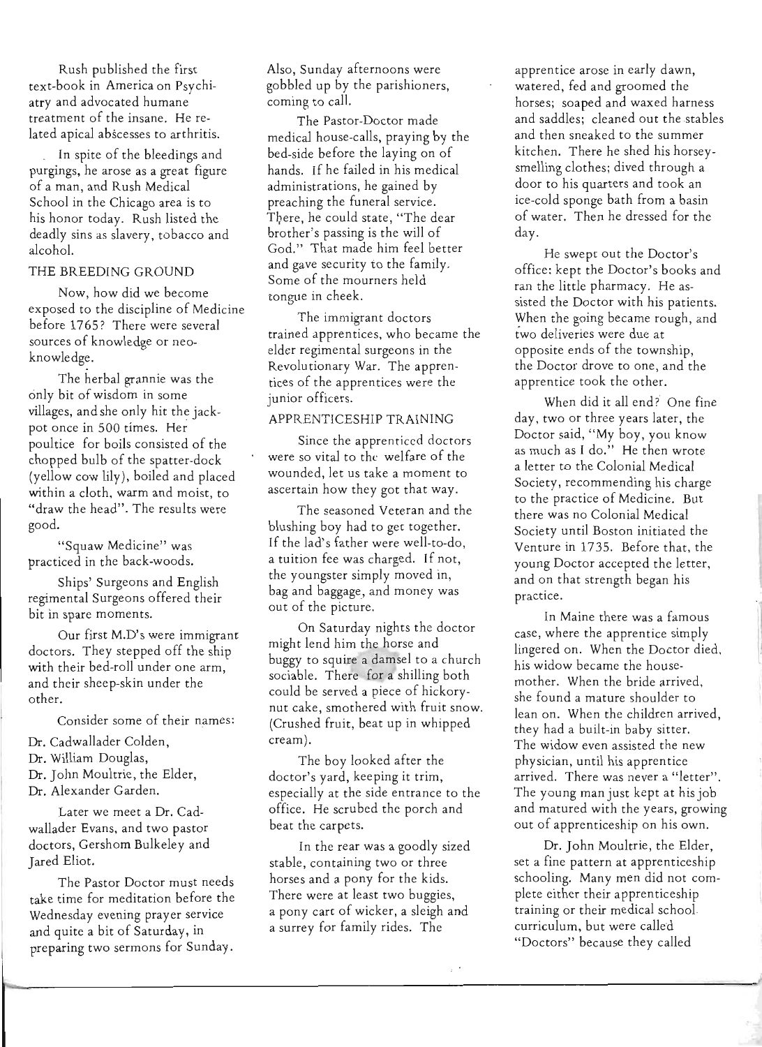Rush published the first text-book in America on Psychiatry and advocated humane treatment of the insane. He related apical abscesses to arthritis.

In spite of the bleedings and purgings, he arose as a great figure of a man, and Rush Medical School in the Chicago area is to his honor today. Rush listed the deadly sins as slavery, tobacco and alcohol.

## THE BREEDING GROUND

Now, how did we become exposed to the discipline of Medicine before 1765? There were several sources of knowledge or neo-knowledge.

The herbal grannie was the only bit of wisdom in some villages, and she only hit the jackpot once in 500 times. Her poultice for boils consisted of the chopped bulb of the spatter-dock (yellow cow lily), boiled and placed within a cloth, warm and moist, to "draw the head". The results were good.

"Squaw Medicine" was practiced in the back-woods.

Ships' Surgeons and English regimental Surgeons offered their bit in spare moments.

Our first M.D's were immigrant doctors. They stepped off the ship with their bed-roll under one arm, and their sheep-skin under the other.

Consider some of their names:

Dr. Cadwallader Colden,
Dr. William Douglas,
Dr. John Moultrie, the Elder,
Dr. Alexander Garden.

Later we meet a Dr. Cadwallader Evans, and two pastor doctors, Gershom Bulkeley and Jared Eliot.

The Pastor Doctor must needs take time for meditation before the Wednesday evening prayer service and quite a bit of Saturday, in preparing two sermons for Sunday. Also, Sunday afternoons were gobbled up by the parishioners, coming to call.

The Pastor-Doctor made medical house-calls, praying by the bed-side before the laying on of hands. If he failed in his medical administrations, he gained by preaching the funeral service. There, he could state, "The dear brother's passing is the will of God." That made him feel better and gave security to the family. Some of the mourners held tongue in cheek.

The immigrant doctors trained apprentices, who became the elder regimental surgeons in the Revolutionary War. The apprentices of the apprentices were the junior officers.

## APPRENTICESHIP TRAINING

Since the apprenticed doctors were so vital to the welfare of the wounded, let us take a moment to ascertain how they got that way.

The seasoned Veteran and the blushing boy had to get together. If the lad's father were well-to-do, a tuition fee was charged. If not, the youngster simply moved in, bag and baggage, and money was out of the picture.

On Saturday nights the doctor might lend him the horse and buggy to squire a damsel to a church sociable. There for a shilling both could be served a piece of hickory-nut cake, smothered with fruit snow. (Crushed fruit, beat up in whipped cream).

The boy looked after the doctor's yard, keeping it trim, especially at the side entrance to the office. He scrubed the porch and beat the carpets.

In the rear was a goodly sized stable, containing two or three horses and a pony for the kids. There were at least two buggies, a pony cart of wicker, a sleigh and a surrey for family rides. The apprentice arose in early dawn, watered, fed and groomed the horses; soaped and waxed harness and saddles; cleaned out the stables and then sneaked to the summer kitchen. There he shed his horsey-smelling clothes; dived through a door to his quarters and took an ice-cold sponge bath from a basin of water. Then he dressed for the day.

He swept out the Doctor's office: kept the Doctor's books and ran the little pharmacy. He assisted the Doctor with his patients. When the going became rough, and two deliveries were due at opposite ends of the township, the Doctor drove to one, and the apprentice took the other.

When did it all end? One fine day, two or three years later, the Doctor said, "My boy, you know as much as I do." He then wrote a letter to the Colonial Medical Society, recommending his charge to the practice of Medicine. But there was no Colonial Medical Society until Boston initiated the Venture in 1735. Before that, the young Doctor accepted the letter, and on that strength began his practice.

In Maine there was a famous case, where the apprentice simply lingered on. When the Doctor died, his widow became the house-mother. When the bride arrived, she found a mature shoulder to lean on. When the children arrived, they had a built-in baby sitter. The widow even assisted the new physician, until his apprentice arrived. There was never a "letter". The young man just kept at his job and matured with the years, growing out of apprenticeship on his own.

Dr. John Moultrie, the Elder, set a fine pattern at apprenticeship schooling. Many men did not complete either their apprenticeship training or their medical school curriculum, but were called "Doctors" because they called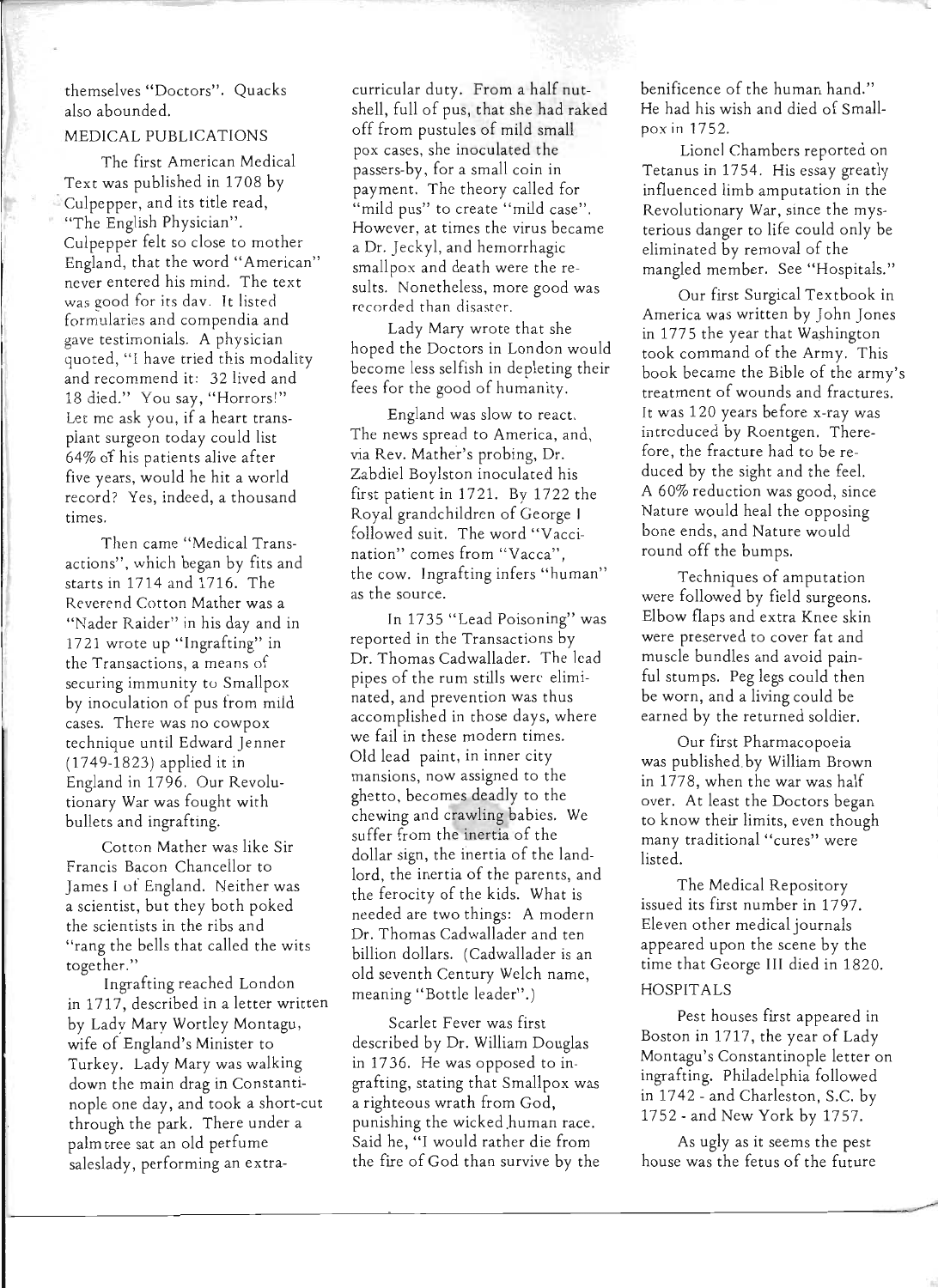themselves "Doctors". Quacks also abounded.

## MEDICAL PUBLICATIONS

The first American Medical Text was published in 1708 by Culpepper, and its title read, "The English Physician". Culpepper felt so close to mother England, that the word "American" never entered his mind. The text was good for its day. It listed formularies and compendia and gave testimonials. A physician quoted, "I have tried this modality and recommend it: 32 lived and 18 died." You say, "Horrors!" Let me ask you, if a heart transplant surgeon today could list 64% of his patients alive after five years, would he hit a world record? Yes, indeed, a thousand times.

Then came "Medical Transactions", which began by fits and starts in 1714 and 1716. The Reverend Cotton Mather was a "Nader Raider" in his day and in 1721 wrote up "Ingrafting" in the Transactions, a means of securing immunity to Smallpox by inoculation of pus from mild cases. There was no cowpox technique until Edward Jenner (1749-1823) applied it in England in 1796. Our Revolutionary War was fought with bullets and ingrafting.

Cotton Mather was like Sir Francis Bacon Chancellor to James I of England. Neither was a scientist, but they both poked the scientists in the ribs and "rang the bells that called the wits together."

Ingrafting reached London in 1717, described in a letter written by Lady Mary Wortley Montagu, wife of England's Minister to Turkey. Lady Mary was walking down the main drag in Constantinople one day, and took a short-cut through the park. There under a palm tree sat an old perfume saleslady, performing an extra-curricular duty. From a half nutshell, full of pus, that she had raked off from pustules of mild small pox cases, she inoculated the passers-by, for a small coin in payment. The theory called for "mild pus" to create "mild case". However, at times the virus became a Dr. Jeckyl, and hemorrhagic smallpox and death were the results. Nonetheless, more good was recorded than disaster.

Lady Mary wrote that she hoped the Doctors in London would become less selfish in depleting their fees for the good of humanity.

England was slow to react. The news spread to America, and, via Rev. Mather's probing, Dr. Zabdiel Boylston inoculated his first patient in 1721. By 1722 the Royal grandchildren of George I followed suit. The word "Vaccination" comes from "Vacca", the cow. Ingrafting infers "human" as the source.

In 1735 "Lead Poisoning" was reported in the Transactions by Dr. Thomas Cadwallader. The lead pipes of the rum stills were eliminated, and prevention was thus accomplished in those days, where we fail in these modern times. Old lead paint, in inner city mansions, now assigned to the ghetto, becomes deadly to the chewing and crawling babies. We suffer from the inertia of the dollar sign, the inertia of the landlord, the inertia of the parents, and the ferocity of the kids. What is needed are two things: A modern Dr. Thomas Cadwallader and ten billion dollars. (Cadwallader is an old seventh Century Welch name, meaning "Bottle leader".)

Scarlet Fever was first described by Dr. William Douglas in 1736. He was opposed to ingrafting, stating that Smallpox was a righteous wrath from God, punishing the wicked human race. Said he, "I would rather die from the fire of God than survive by the benificence of the human hand." He had his wish and died of Smallpox in 1752.

Lionel Chambers reported on Tetanus in 1754. His essay greatly influenced limb amputation in the Revolutionary War, since the mysterious danger to life could only be eliminated by removal of the mangled member. See "Hospitals."

Our first Surgical Textbook in America was written by John Jones in 1775 the year that Washington took command of the Army. This book became the Bible of the army's treatment of wounds and fractures. It was 120 years before x-ray was introduced by Roentgen. Therefore, the fracture had to be reduced by the sight and the feel. A 60% reduction was good, since Nature would heal the opposing bone ends, and Nature would round off the bumps.

Techniques of amputation were followed by field surgeons. Elbow flaps and extra Knee skin were preserved to cover fat and muscle bundles and avoid painful stumps. Peg legs could then be worn, and a living could be earned by the returned soldier.

Our first Pharmacopoeia was published by William Brown in 1778, when the war was half over. At least the Doctors began to know their limits, even though many traditional "cures" were listed.

The Medical Repository issued its first number in 1797. Eleven other medical journals appeared upon the scene by the time that George III died in 1820.

## HOSPITALS

Pest houses first appeared in Boston in 1717, the year of Lady Montagu's Constantinople letter on ingrafting. Philadelphia followed in 1742 - and Charleston, S.C. by 1752 - and New York by 1757.

As ugly as it seems the pest house was the fetus of the future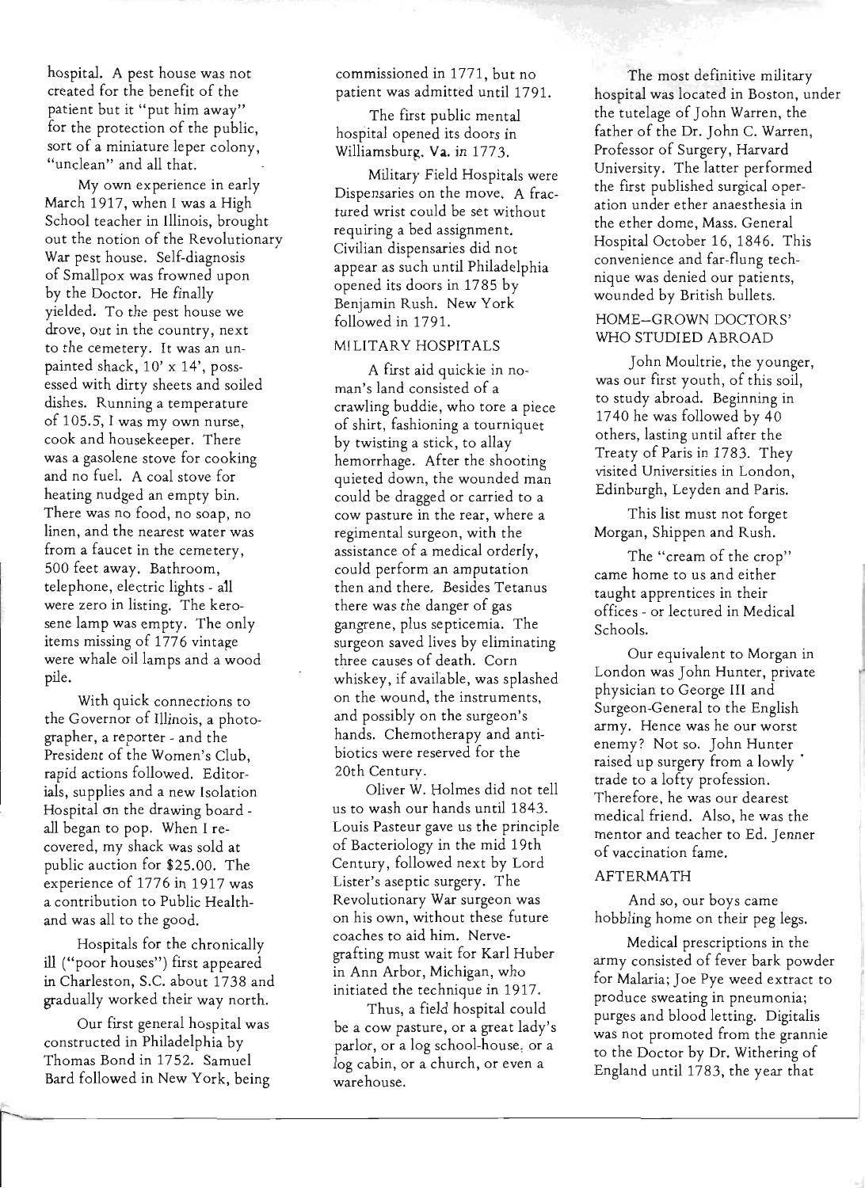hospital. A pest house was not created for the benefit of the patient but it "put him away" for the protection of the public, sort of a miniature leper colony, "unclean" and all that.

My own experience in early March 1917, when I was a High School teacher in Illinois, brought out the notion of the Revolutionary War pest house. Self-diagnosis of Smallpox was frowned upon by the Doctor. He finally yielded. To the pest house we drove, out in the country, next to the cemetery. It was an unpainted shack, 10' x 14', possessed with dirty sheets and soiled dishes. Running a temperature of 105.5, I was my own nurse, cook and housekeeper. There was a gasolene stove for cooking and no fuel. A coal stove for heating nudged an empty bin. There was no food, no soap, no linen, and the nearest water was from a faucet in the cemetery, 500 feet away. Bathroom, telephone, electric lights - all were zero in listing. The kerosene lamp was empty. The only items missing of 1776 vintage were whale oil lamps and a wood pile.

With quick connections to the Governor of Illinois, a photographer, a reporter - and the President of the Women's Club, rapid actions followed. Editorials, supplies and a new Isolation Hospital on the drawing board - all began to pop. When I recovered, my shack was sold at public auction for $25.00. The experience of 1776 in 1917 was a contribution to Public Health-and was all to the good.

Hospitals for the chronically ill ("poor houses") first appeared in Charleston, S.C. about 1738 and gradually worked their way north.

Our first general hospital was constructed in Philadelphia by Thomas Bond in 1752. Samuel Bard followed in New York, being commissioned in 1771, but no patient was admitted until 1791.

The first public mental hospital opened its doors in Williamsburg, Va. in 1773.

Military Field Hospitals were Dispensaries on the move. A fractured wrist could be set without requiring a bed assignment. Civilian dispensaries did not appear as such until Philadelphia opened its doors in 1785 by Benjamin Rush. New York followed in 1791.

## MILITARY HOSPITALS

A first aid quickie in no-man's land consisted of a crawling buddie, who tore a piece of shirt, fashioning a tourniquet by twisting a stick, to allay hemorrhage. After the shooting quieted down, the wounded man could be dragged or carried to a cow pasture in the rear, where a regimental surgeon, with the assistance of a medical orderly, could perform an amputation then and there. Besides Tetanus there was the danger of gas gangrene, plus septicemia. The surgeon saved lives by eliminating three causes of death. Corn whiskey, if available, was splashed on the wound, the instruments, and possibly on the surgeon's hands. Chemotherapy and antibiotics were reserved for the 20th Century.

Oliver W. Holmes did not tell us to wash our hands until 1843. Louis Pasteur gave us the principle of Bacteriology in the mid 19th Century, followed next by Lord Lister's aseptic surgery. The Revolutionary War surgeon was on his own, without these future coaches to aid him. Nerve-grafting must wait for Karl Huber in Ann Arbor, Michigan, who initiated the technique in 1917.

Thus, a field hospital could be a cow pasture, or a great lady's parlor, or a log school-house, or a log cabin, or a church, or even a warehouse.

The most definitive military hospital was located in Boston, under the tutelage of John Warren, the father of the Dr. John C. Warren, Professor of Surgery, Harvard University. The latter performed the first published surgical operation under ether anaesthesia in the ether dome, Mass. General Hospital October 16, 1846. This convenience and far-flung technique was denied our patients, wounded by British bullets.

## HOME–GROWN DOCTORS' WHO STUDIED ABROAD

John Moultrie, the younger, was our first youth, of this soil, to study abroad. Beginning in 1740 he was followed by 40 others, lasting until after the Treaty of Paris in 1783. They visited Universities in London, Edinburgh, Leyden and Paris.

This list must not forget Morgan, Shippen and Rush.

The "cream of the crop" came home to us and either taught apprentices in their offices - or lectured in Medical Schools.

Our equivalent to Morgan in London was John Hunter, private physician to George III and Surgeon-General to the English army. Hence was he our worst enemy? Not so. John Hunter raised up surgery from a lowly trade to a lofty profession. Therefore, he was our dearest medical friend. Also, he was the mentor and teacher to Ed. Jenner of vaccination fame.

## AFTERMATH

And so, our boys came hobbling home on their peg legs.

Medical prescriptions in the army consisted of fever bark powder for Malaria; Joe Pye weed extract to produce sweating in pneumonia; purges and blood letting. Digitalis was not promoted from the grannie to the Doctor by Dr. Withering of England until 1783, the year that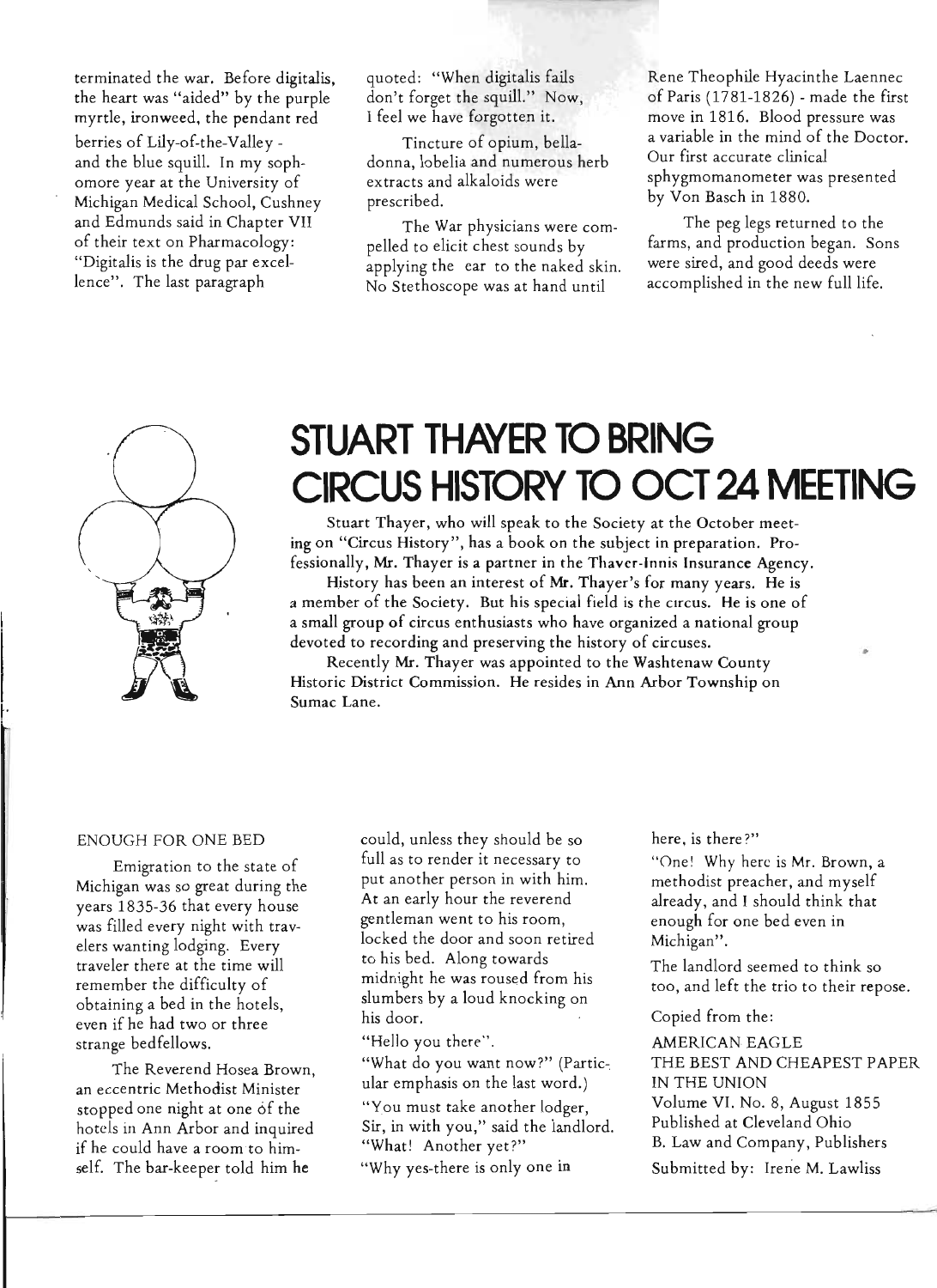terminated the war. Before digitalis, the heart was "aided" by the purple myrtle, ironweed, the pendant red berries of Lily-of-the-Valley - and the blue squill. In my sophomore year at the University of Michigan Medical School, Cushney and Edmunds said in Chapter VII of their text on Pharmacology: "Digitalis is the drug par excellence". The last paragraph quoted: "When digitalis fails don't forget the squill." Now, I feel we have forgotten it.

Tincture of opium, belladonna, lobelia and numerous herb extracts and alkaloids were prescribed.

The War physicians were compelled to elicit chest sounds by applying the ear to the naked skin. No Stethoscope was at hand until Rene Theophile Hyacinthe Laennec of Paris (1781-1826) - made the first move in 1816. Blood pressure was a variable in the mind of the Doctor. Our first accurate clinical sphygmomanometer was presented by Von Basch in 1880.

The peg legs returned to the farms, and production began. Sons were sired, and good deeds were accomplished in the new full life.

# STUART THAYER TO BRING CIRCUS HISTORY TO OCT 24 MEETING

Stuart Thayer, who will speak to the Society at the October meeting on "Circus History", has a book on the subject in preparation. Professionally, Mr. Thayer is a partner in the Thayer-Innis Insurance Agency.

History has been an interest of Mr. Thayer's for many years. He is a member of the Society. But his special field is the circus. He is one of a small group of circus enthusiasts who have organized a national group devoted to recording and preserving the history of circuses.

Recently Mr. Thayer was appointed to the Washtenaw County Historic District Commission. He resides in Ann Arbor Township on Sumac Lane.

## ENOUGH FOR ONE BED

Emigration to the state of Michigan was so great during the years 1835-36 that every house was filled every night with travelers wanting lodging. Every traveler there at the time will remember the difficulty of obtaining a bed in the hotels, even if he had two or three strange bedfellows.

The Reverend Hosea Brown, an eccentric Methodist Minister stopped one night at one of the hotels in Ann Arbor and inquired if he could have a room to himself. The bar-keeper told him he could, unless they should be so full as to render it necessary to put another person in with him. At an early hour the reverend gentleman went to his room, locked the door and soon retired to his bed. Along towards midnight he was roused from his slumbers by a loud knocking on his door.

"Hello you there".

"What do you want now?" (Particular emphasis on the last word.)

"You must take another lodger, Sir, in with you," said the landlord.

"What! Another yet?"

"Why yes-there is only one in here, is there?"

"One! Why here is Mr. Brown, a methodist preacher, and myself already, and I should think that enough for one bed even in Michigan".

The landlord seemed to think so too, and left the trio to their repose.

Copied from the:

AMERICAN EAGLE
THE BEST AND CHEAPEST PAPER IN THE UNION
Volume VI. No. 8, August 1855
Published at Cleveland Ohio
B. Law and Company, Publishers

Submitted by: Irene M. Lawliss